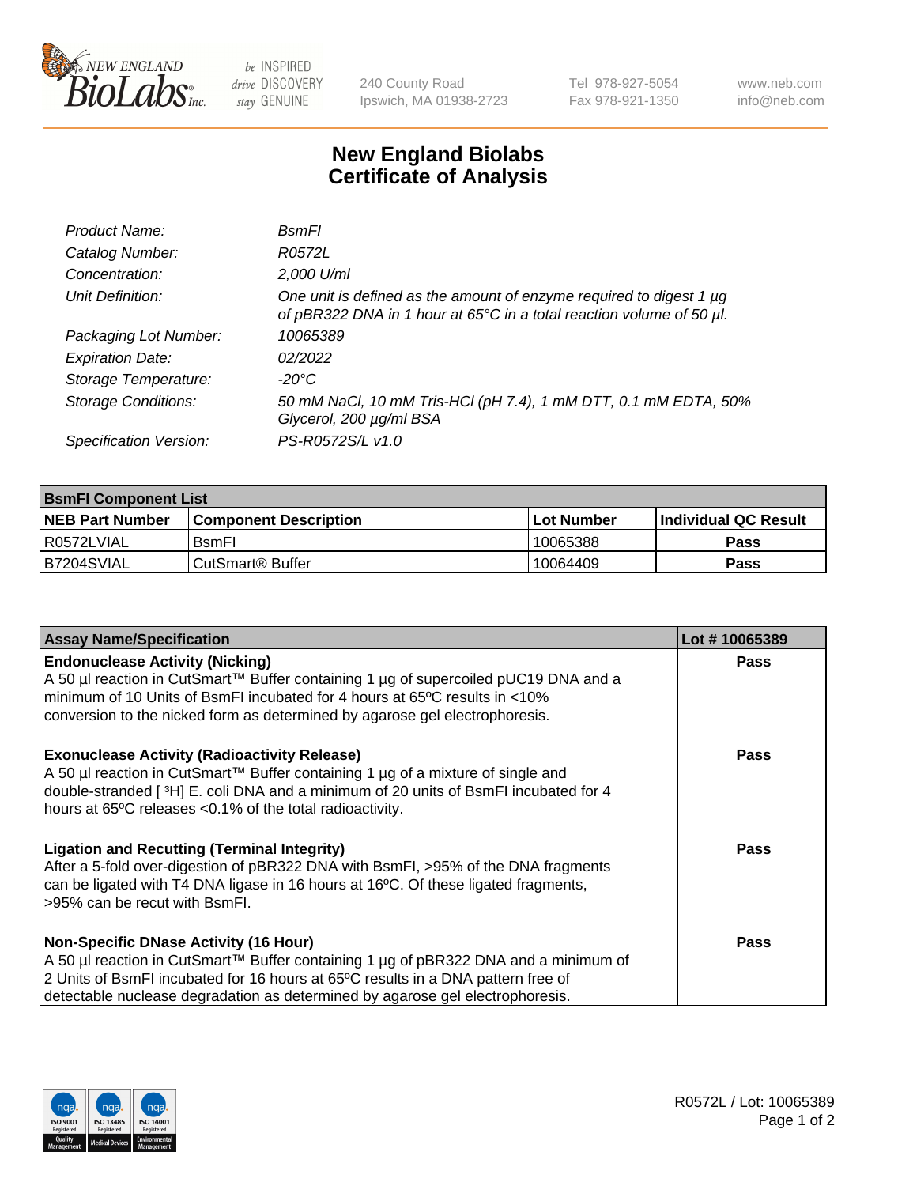240 County Road
Ipswich, MA 01938-2723

Tel 978-927-5054
Fax 978-921-1350

www.neb.com
info@neb.com

# New England Biolabs
# Certificate of Analysis

| | |
|---|---|
| *Product Name:* | *BsmFI* |
| *Catalog Number:* | *R0572L* |
| *Concentration:* | *2,000 U/ml* |
| *Unit Definition:* | *One unit is defined as the amount of enzyme required to digest 1 µg of pBR322 DNA in 1 hour at 65°C in a total reaction volume of 50 µl.* |
| *Packaging Lot Number:* | *10065389* |
| *Expiration Date:* | *02/2022* |
| *Storage Temperature:* | *-20°C* |
| *Storage Conditions:* | *50 mM NaCl, 10 mM Tris-HCl (pH 7.4), 1 mM DTT, 0.1 mM EDTA, 50% Glycerol, 200 µg/ml BSA* |
| *Specification Version:* | *PS-R0572S/L v1.0* |

| **BsmFI Component List** | | | |
|---|---|---|---|
| **NEB Part Number** | **Component Description** | **Lot Number** | **Individual QC Result** |
| R0572LVIAL | BsmFI | 10065388 | **Pass** |
| B7204SVIAL | CutSmart® Buffer | 10064409 | **Pass** |

| **Assay Name/Specification** | **Lot # 10065389** |
|---|---|
| **Endonuclease Activity (Nicking)** A 50 µl reaction in CutSmart™ Buffer containing 1 µg of supercoiled pUC19 DNA and a minimum of 10 Units of BsmFI incubated for 4 hours at 65ºC results in <10% conversion to the nicked form as determined by agarose gel electrophoresis. | **Pass** |
| **Exonuclease Activity (Radioactivity Release)** A 50 µl reaction in CutSmart™ Buffer containing 1 µg of a mixture of single and double-stranded [ $^3$H] E. coli DNA and a minimum of 20 units of BsmFI incubated for 4 hours at 65ºC releases <0.1% of the total radioactivity. | **Pass** |
| **Ligation and Recutting (Terminal Integrity)** After a 5-fold over-digestion of pBR322 DNA with BsmFI, >95% of the DNA fragments can be ligated with T4 DNA ligase in 16 hours at 16ºC. Of these ligated fragments, >95% can be recut with BsmFI. | **Pass** |
| **Non-Specific DNase Activity (16 Hour)** A 50 µl reaction in CutSmart™ Buffer containing 1 µg of pBR322 DNA and a minimum of 2 Units of BsmFI incubated for 16 hours at 65ºC results in a DNA pattern free of detectable nuclease degradation as determined by agarose gel electrophoresis. | **Pass** |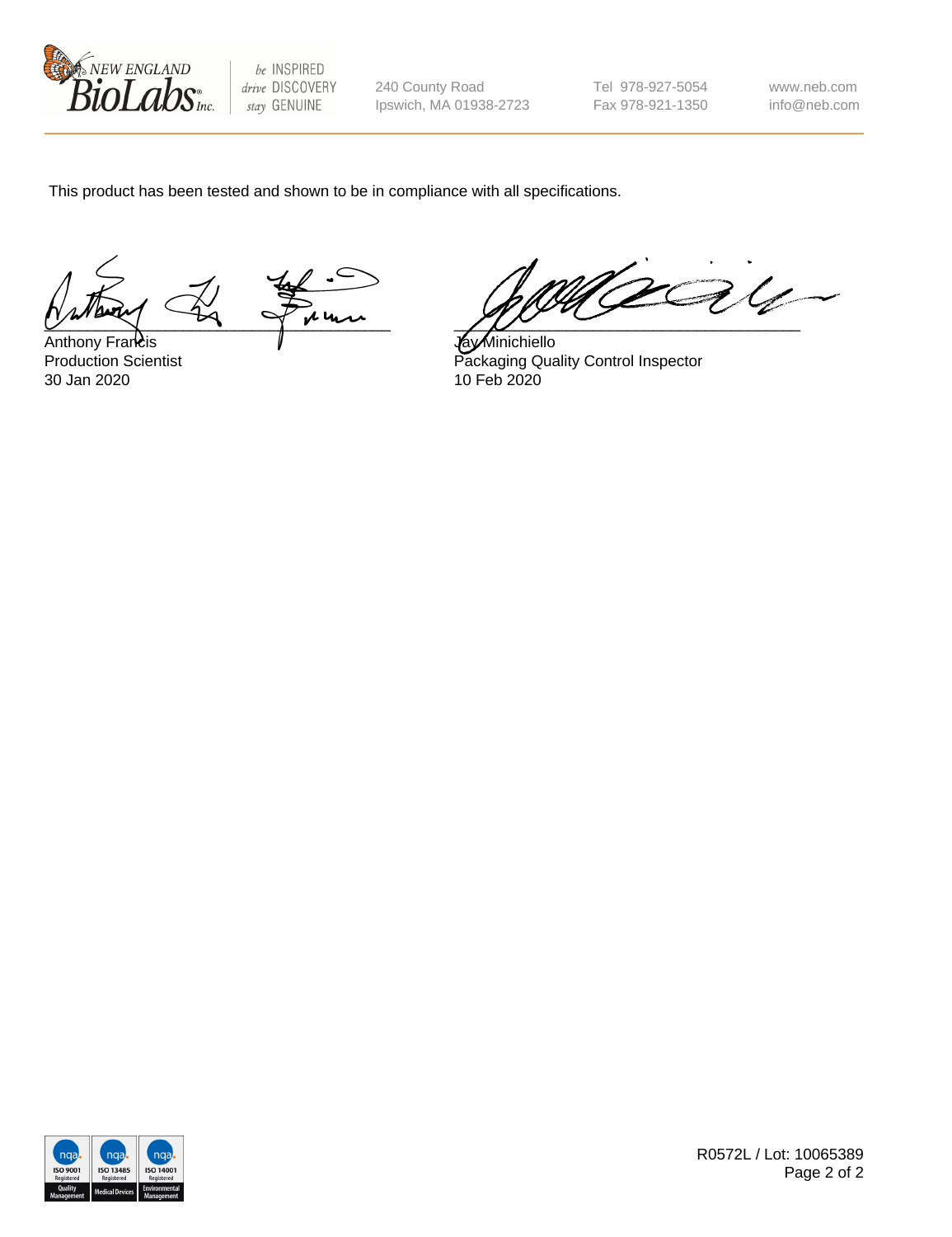This product has been tested and shown to be in compliance with all specifications.

Anthony Francis
Production Scientist
30 Jan 2020

Jay Minichiello
Packaging Quality Control Inspector
10 Feb 2020

R0572L / Lot: 10065389